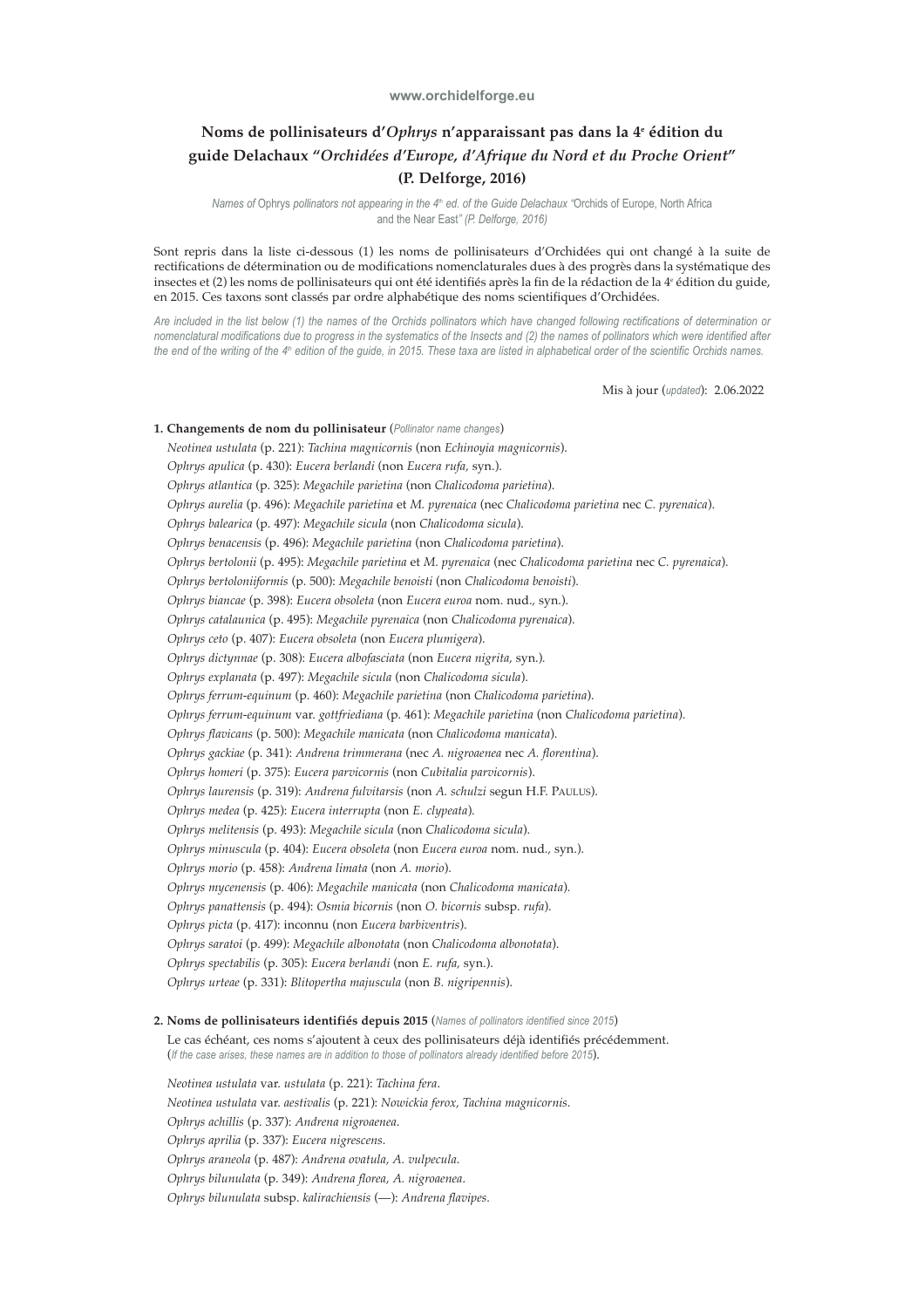www.orchidelforge.eu

# Noms de pollinisateurs d'*Ophrys* n'apparaissant pas dans la 4[e] édition du guide Delachaux "*Orchidées d'Europe, d'Afrique du Nord et du Proche Orient*" (P. Delforge, 2016)

*Names of* Ophrys *pollinators not appearing in the 4[th] ed. of the Guide Delachaux "*Orchids of Europe, North Africa and the Near East*" (P. Delforge, 2016)*

Sont repris dans la liste ci-dessous (1) les noms de pollinisateurs d'Orchidées qui ont changé à la suite de rectifications de détermination ou de modifications nomenclaturales dues à des progrès dans la systématique des insectes et (2) les noms de pollinisateurs qui ont été identifiés après la fin de la rédaction de la 4[e] édition du guide, en 2015. Ces taxons sont classés par ordre alphabétique des noms scientifiques d'Orchidées.

*Are included in the list below (1) the names of the Orchids pollinators which have changed following rectifications of determination or nomenclatural modifications due to progress in the systematics of the Insects and (2) the names of pollinators which were identified after the end of the writing of the 4[th] edition of the guide, in 2015. These taxa are listed in alphabetical order of the scientific Orchids names.*

Mis à jour (*updated*): 2.06.2022

**1. Changements de nom du pollinisateur** (*Pollinator name changes*)

*Neotinea ustulata* (p. 221): *Tachina magnicornis* (non *Echinoyia magnicornis*).
*Ophrys apulica* (p. 430): *Eucera berlandi* (non *Eucera rufa*, syn.).
*Ophrys atlantica* (p. 325): *Megachile parietina* (non *Chalicodoma parietina*).
*Ophrys aurelia* (p. 496): *Megachile parietina* et *M. pyrenaica* (nec *Chalicodoma parietina* nec *C. pyrenaica*).
*Ophrys balearica* (p. 497): *Megachile sicula* (non *Chalicodoma sicula*).
*Ophrys benacensis* (p. 496): *Megachile parietina* (non *Chalicodoma parietina*).
*Ophrys bertolonii* (p. 495): *Megachile parietina* et *M. pyrenaica* (nec *Chalicodoma parietina* nec *C. pyrenaica*).
*Ophrys bertoloniiformis* (p. 500): *Megachile benoisti* (non *Chalicodoma benoisti*).
*Ophrys biancae* (p. 398): *Eucera obsoleta* (non *Eucera euroa* nom. nud., syn.).
*Ophrys catalaunica* (p. 495): *Megachile pyrenaica* (non *Chalicodoma pyrenaica*).
*Ophrys ceto* (p. 407): *Eucera obsoleta* (non *Eucera plumigera*).
*Ophrys dictynnae* (p. 308): *Eucera albofasciata* (non *Eucera nigrita*, syn.).
*Ophrys explanata* (p. 497): *Megachile sicula* (non *Chalicodoma sicula*).
*Ophrys ferrum-equinum* (p. 460): *Megachile parietina* (non *Chalicodoma parietina*).
*Ophrys ferrum-equinum* var. *gottfriediana* (p. 461): *Megachile parietina* (non *Chalicodoma parietina*).
*Ophrys flavicans* (p. 500): *Megachile manicata* (non *Chalicodoma manicata*).
*Ophrys gackiae* (p. 341): *Andrena trimmerana* (nec *A. nigroaenea* nec *A. florentina*).
*Ophrys homeri* (p. 375): *Eucera parvicornis* (non *Cubitalia parvicornis*).
*Ophrys laurensis* (p. 319): *Andrena fulvitarsis* (non *A. schulzi* segun H.F. Paulus).
*Ophrys medea* (p. 425): *Eucera interrupta* (non *E. clypeata*).
*Ophrys melitensis* (p. 493): *Megachile sicula* (non *Chalicodoma sicula*).
*Ophrys minuscula* (p. 404): *Eucera obsoleta* (non *Eucera euroa* nom. nud., syn.).
*Ophrys morio* (p. 458): *Andrena limata* (non *A. morio*).
*Ophrys mycenensis* (p. 406): *Megachile manicata* (non *Chalicodoma manicata*).
*Ophrys panattensis* (p. 494): *Osmia bicornis* (non *O. bicornis* subsp. *rufa*).
*Ophrys picta* (p. 417): inconnu (non *Eucera barbiventris*).
*Ophrys saratoi* (p. 499): *Megachile albonotata* (non *Chalicodoma albonotata*).
*Ophrys spectabilis* (p. 305): *Eucera berlandi* (non *E. rufa*, syn.).
*Ophrys urteae* (p. 331): *Blitopertha majuscula* (non *B. nigripennis*).

**2. Noms de pollinisateurs identifiés depuis 2015** (*Names of pollinators identified since 2015*)

Le cas échéant, ces noms s'ajoutent à ceux des pollinisateurs déjà identifiés précédemment.
(*If the case arises, these names are in addition to those of pollinators already identified before 2015*).

*Neotinea ustulata* var. *ustulata* (p. 221): *Tachina fera*.
*Neotinea ustulata* var. *aestivalis* (p. 221): *Nowickia ferox*, *Tachina magnicornis*.
*Ophrys achillis* (p. 337): *Andrena nigroaenea*.
*Ophrys aprilia* (p. 337): *Eucera nigrescens*.
*Ophrys araneola* (p. 487): *Andrena ovatula*, *A. vulpecula*.
*Ophrys bilunulata* (p. 349): *Andrena florea*, *A. nigroaenea*.
*Ophrys bilunulata* subsp. *kalirachiensis* (—): *Andrena flavipes*.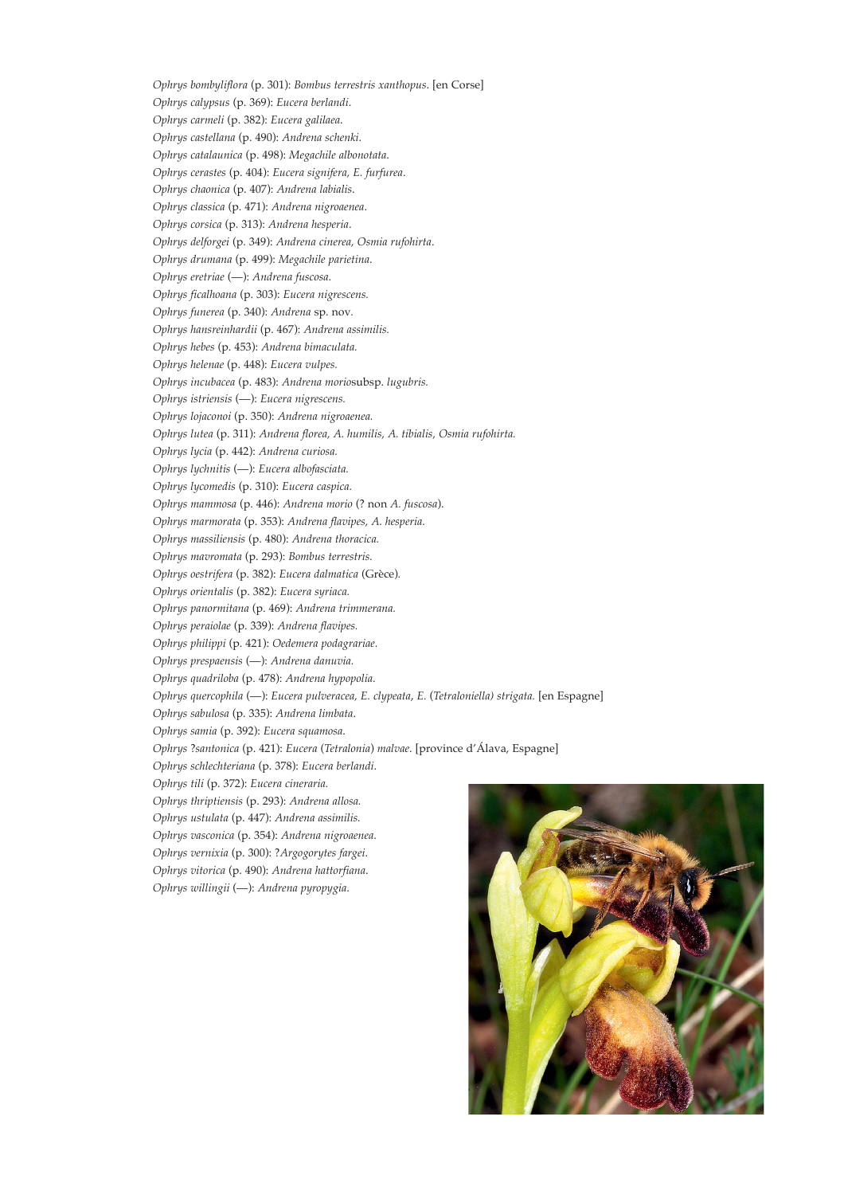*Ophrys bombyliflora* (p. 301): *Bombus terrestris xanthopus*. [en Corse]
*Ophrys calypsus* (p. 369): *Eucera berlandi*.
*Ophrys carmeli* (p. 382): *Eucera galilaea*.
*Ophrys castellana* (p. 490): *Andrena schenki*.
*Ophrys catalaunica* (p. 498): *Megachile albonotata*.
*Ophrys cerastes* (p. 404): *Eucera signifera, E. furfurea*.
*Ophrys chaonica* (p. 407): *Andrena labialis*.
*Ophrys classica* (p. 471): *Andrena nigroaenea*.
*Ophrys corsica* (p. 313): *Andrena hesperia*.
*Ophrys delforgei* (p. 349): *Andrena cinerea, Osmia rufohirta*.
*Ophrys drumana* (p. 499): *Megachile parietina*.
*Ophrys eretriae* (—): *Andrena fuscosa*.
*Ophrys ficalhoana* (p. 303): *Eucera nigrescens*.
*Ophrys funerea* (p. 340): *Andrena* sp. nov.
*Ophrys hansreinhardii* (p. 467): *Andrena assimilis*.
*Ophrys hebes* (p. 453): *Andrena bimaculata*.
*Ophrys helenae* (p. 448): *Eucera vulpes*.
*Ophrys incubacea* (p. 483): *Andrena morio*subsp. *lugubris*.
*Ophrys istriensis* (—): *Eucera nigrescens*.
*Ophrys lojaconoi* (p. 350): *Andrena nigroaenea*.
*Ophrys lutea* (p. 311): *Andrena florea, A. humilis, A. tibialis, Osmia rufohirta*.
*Ophrys lycia* (p. 442): *Andrena curiosa*.
*Ophrys lychnitis* (—): *Eucera albofasciata*.
*Ophrys lycomedis* (p. 310): *Eucera caspica*.
*Ophrys mammosa* (p. 446): *Andrena morio* (? non *A. fuscosa*).
*Ophrys marmorata* (p. 353): *Andrena flavipes, A. hesperia*.
*Ophrys massiliensis* (p. 480): *Andrena thoracica*.
*Ophrys mavromata* (p. 293): *Bombus terrestris*.
*Ophrys oestrifera* (p. 382): *Eucera dalmatica* (Grèce).
*Ophrys orientalis* (p. 382): *Eucera syriaca*.
*Ophrys panormitana* (p. 469): *Andrena trimmerana*.
*Ophrys peraiolae* (p. 339): *Andrena flavipes*.
*Ophrys philippi* (p. 421): *Oedemera podagrariae*.
*Ophrys prespaensis* (—): *Andrena danuvia*.
*Ophrys quadriloba* (p. 478): *Andrena hypopolia*.
*Ophrys quercophila* (—): *Eucera pulveracea, E. clypeata, E.* (*Tetraloniella*) *strigata*. [en Espagne]
*Ophrys sabulosa* (p. 335): *Andrena limbata*.
*Ophrys samia* (p. 392): *Eucera squamosa*.
*Ophrys ?santonica* (p. 421): *Eucera* (*Tetralonia*) *malvae*. [province d'Álava, Espagne]
*Ophrys schlechteriana* (p. 378): *Eucera berlandi*.
*Ophrys tili* (p. 372): *Eucera cineraria*.
*Ophrys thriptiensis* (p. 293): *Andrena allosa*.
*Ophrys ustulata* (p. 447): *Andrena assimilis*.
*Ophrys vasconica* (p. 354): *Andrena nigroaenea*.
*Ophrys vernixia* (p. 300): ?*Argogorytes fargei*.
*Ophrys vitorica* (p. 490): *Andrena hattorfiana*.
*Ophrys willingii* (—): *Andrena pyropygia*.